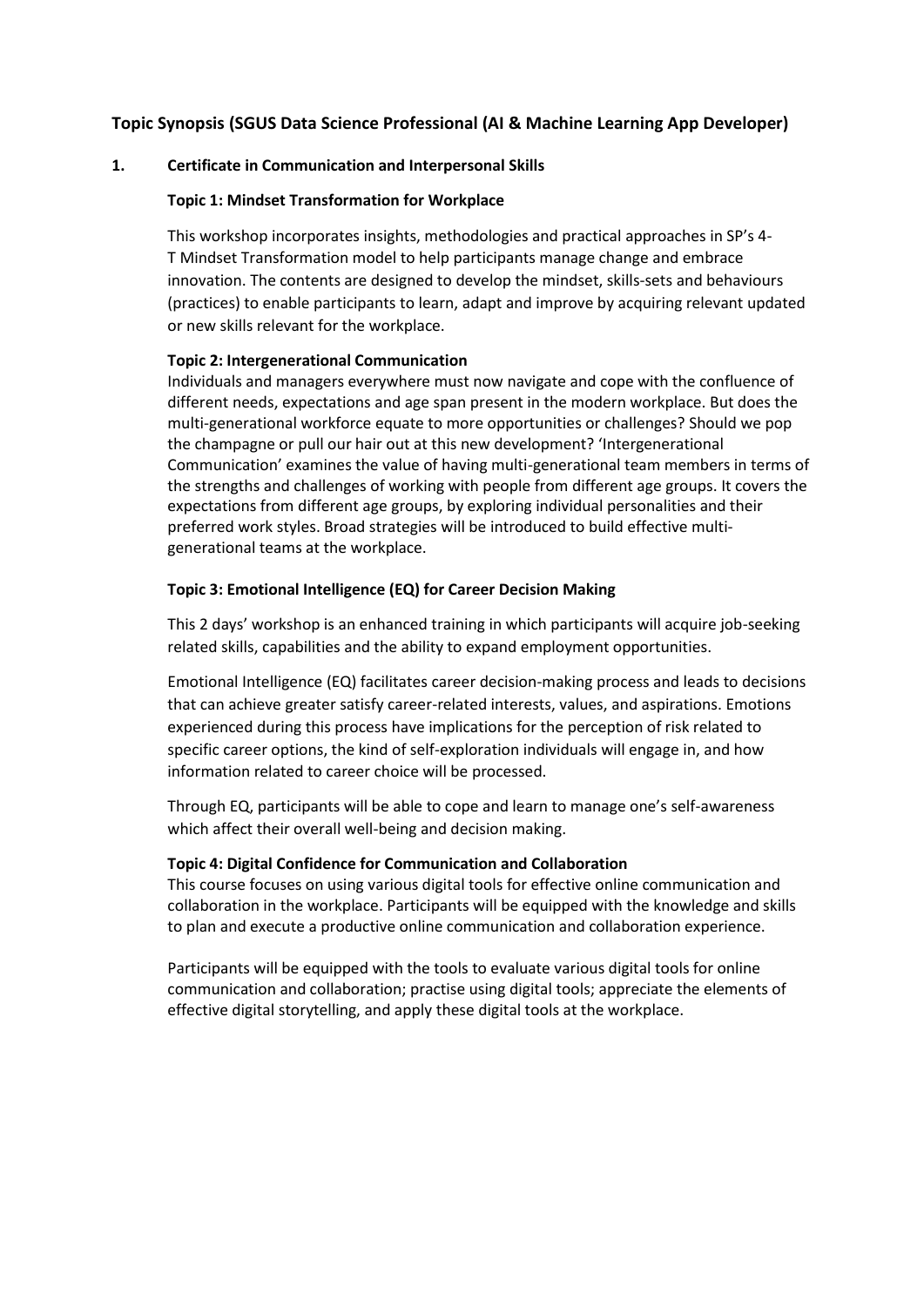## Topic Synopsis (SGUS Data Science Professional (AI & Machine Learning App Developer)

### 1. Certificate in Communication and Interpersonal Skills

**Topic 1: Mindset Transformation for Workplace**

This workshop incorporates insights, methodologies and practical approaches in SP's 4-T Mindset Transformation model to help participants manage change and embrace innovation. The contents are designed to develop the mindset, skills-sets and behaviours (practices) to enable participants to learn, adapt and improve by acquiring relevant updated or new skills relevant for the workplace.

**Topic 2: Intergenerational Communication**

Individuals and managers everywhere must now navigate and cope with the confluence of different needs, expectations and age span present in the modern workplace. But does the multi-generational workforce equate to more opportunities or challenges? Should we pop the champagne or pull our hair out at this new development? 'Intergenerational Communication' examines the value of having multi-generational team members in terms of the strengths and challenges of working with people from different age groups. It covers the expectations from different age groups, by exploring individual personalities and their preferred work styles. Broad strategies will be introduced to build effective multi-generational teams at the workplace.

**Topic 3: Emotional Intelligence (EQ) for Career Decision Making**

This 2 days' workshop is an enhanced training in which participants will acquire job-seeking related skills, capabilities and the ability to expand employment opportunities.

Emotional Intelligence (EQ) facilitates career decision-making process and leads to decisions that can achieve greater satisfy career-related interests, values, and aspirations. Emotions experienced during this process have implications for the perception of risk related to specific career options, the kind of self-exploration individuals will engage in, and how information related to career choice will be processed.

Through EQ, participants will be able to cope and learn to manage one's self-awareness which affect their overall well-being and decision making.

**Topic 4: Digital Confidence for Communication and Collaboration**

This course focuses on using various digital tools for effective online communication and collaboration in the workplace. Participants will be equipped with the knowledge and skills to plan and execute a productive online communication and collaboration experience.

Participants will be equipped with the tools to evaluate various digital tools for online communication and collaboration; practise using digital tools; appreciate the elements of effective digital storytelling, and apply these digital tools at the workplace.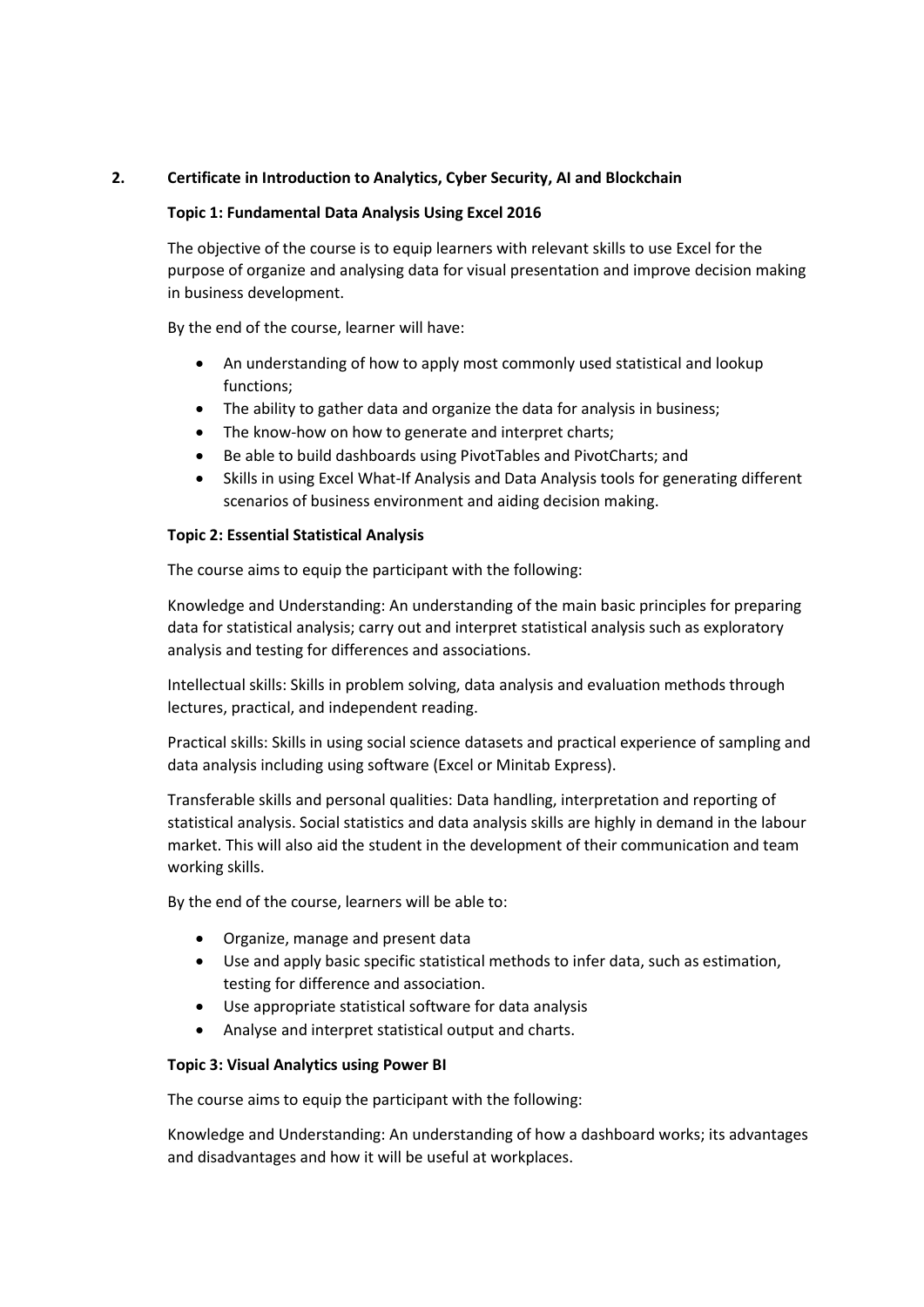## 2. Certificate in Introduction to Analytics, Cyber Security, AI and Blockchain

### Topic 1: Fundamental Data Analysis Using Excel 2016

The objective of the course is to equip learners with relevant skills to use Excel for the purpose of organize and analysing data for visual presentation and improve decision making in business development.

By the end of the course, learner will have:

- An understanding of how to apply most commonly used statistical and lookup functions;
- The ability to gather data and organize the data for analysis in business;
- The know-how on how to generate and interpret charts;
- Be able to build dashboards using PivotTables and PivotCharts; and
- Skills in using Excel What-If Analysis and Data Analysis tools for generating different scenarios of business environment and aiding decision making.

### Topic 2: Essential Statistical Analysis

The course aims to equip the participant with the following:

Knowledge and Understanding: An understanding of the main basic principles for preparing data for statistical analysis; carry out and interpret statistical analysis such as exploratory analysis and testing for differences and associations.

Intellectual skills: Skills in problem solving, data analysis and evaluation methods through lectures, practical, and independent reading.

Practical skills: Skills in using social science datasets and practical experience of sampling and data analysis including using software (Excel or Minitab Express).

Transferable skills and personal qualities: Data handling, interpretation and reporting of statistical analysis. Social statistics and data analysis skills are highly in demand in the labour market. This will also aid the student in the development of their communication and team working skills.

By the end of the course, learners will be able to:

- Organize, manage and present data
- Use and apply basic specific statistical methods to infer data, such as estimation, testing for difference and association.
- Use appropriate statistical software for data analysis
- Analyse and interpret statistical output and charts.

### Topic 3: Visual Analytics using Power BI

The course aims to equip the participant with the following:

Knowledge and Understanding: An understanding of how a dashboard works; its advantages and disadvantages and how it will be useful at workplaces.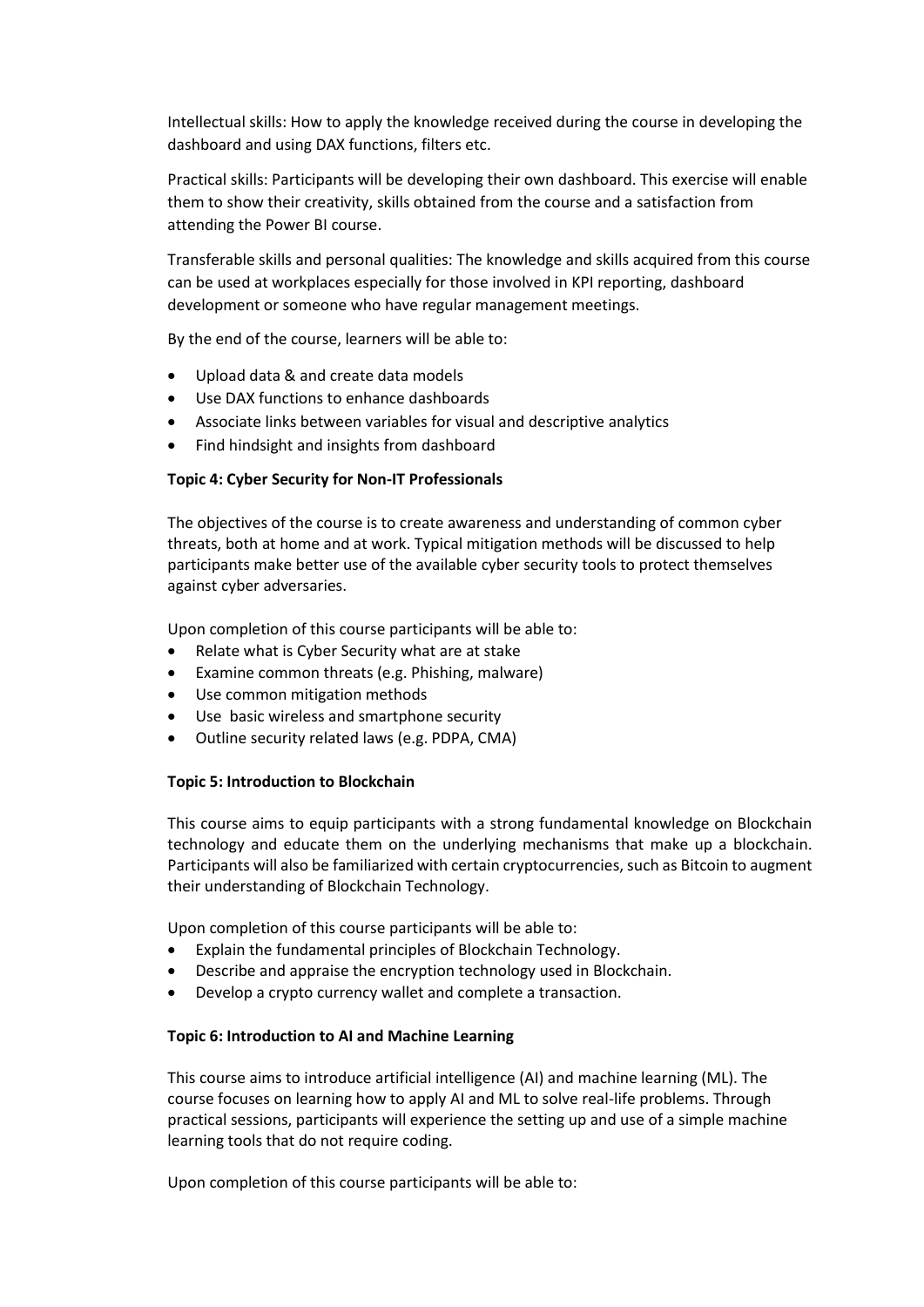Intellectual skills: How to apply the knowledge received during the course in developing the dashboard and using DAX functions, filters etc.

Practical skills: Participants will be developing their own dashboard. This exercise will enable them to show their creativity, skills obtained from the course and a satisfaction from attending the Power BI course.

Transferable skills and personal qualities: The knowledge and skills acquired from this course can be used at workplaces especially for those involved in KPI reporting, dashboard development or someone who have regular management meetings.

By the end of the course, learners will be able to:

- Upload data & and create data models
- Use DAX functions to enhance dashboards
- Associate links between variables for visual and descriptive analytics
- Find hindsight and insights from dashboard

**Topic 4: Cyber Security for Non-IT Professionals**

The objectives of the course is to create awareness and understanding of common cyber threats, both at home and at work. Typical mitigation methods will be discussed to help participants make better use of the available cyber security tools to protect themselves against cyber adversaries.

Upon completion of this course participants will be able to:

- Relate what is Cyber Security what are at stake
- Examine common threats (e.g. Phishing, malware)
- Use common mitigation methods
- Use basic wireless and smartphone security
- Outline security related laws (e.g. PDPA, CMA)

**Topic 5: Introduction to Blockchain**

This course aims to equip participants with a strong fundamental knowledge on Blockchain technology and educate them on the underlying mechanisms that make up a blockchain. Participants will also be familiarized with certain cryptocurrencies, such as Bitcoin to augment their understanding of Blockchain Technology.

Upon completion of this course participants will be able to:

- Explain the fundamental principles of Blockchain Technology.
- Describe and appraise the encryption technology used in Blockchain.
- Develop a crypto currency wallet and complete a transaction.

**Topic 6: Introduction to AI and Machine Learning**

This course aims to introduce artificial intelligence (AI) and machine learning (ML). The course focuses on learning how to apply AI and ML to solve real-life problems. Through practical sessions, participants will experience the setting up and use of a simple machine learning tools that do not require coding.

Upon completion of this course participants will be able to: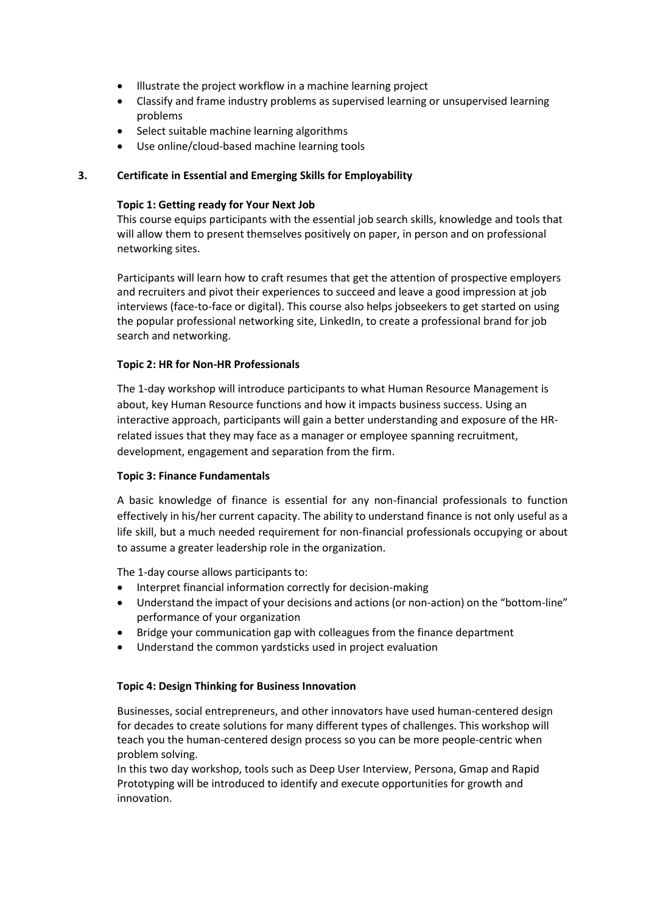- Illustrate the project workflow in a machine learning project
- Classify and frame industry problems as supervised learning or unsupervised learning problems
- Select suitable machine learning algorithms
- Use online/cloud-based machine learning tools

## 3. Certificate in Essential and Emerging Skills for Employability

### Topic 1: Getting ready for Your Next Job

This course equips participants with the essential job search skills, knowledge and tools that will allow them to present themselves positively on paper, in person and on professional networking sites.

Participants will learn how to craft resumes that get the attention of prospective employers and recruiters and pivot their experiences to succeed and leave a good impression at job interviews (face-to-face or digital). This course also helps jobseekers to get started on using the popular professional networking site, LinkedIn, to create a professional brand for job search and networking.

### Topic 2: HR for Non-HR Professionals

The 1-day workshop will introduce participants to what Human Resource Management is about, key Human Resource functions and how it impacts business success. Using an interactive approach, participants will gain a better understanding and exposure of the HR-related issues that they may face as a manager or employee spanning recruitment, development, engagement and separation from the firm.

### Topic 3: Finance Fundamentals

A basic knowledge of finance is essential for any non-financial professionals to function effectively in his/her current capacity. The ability to understand finance is not only useful as a life skill, but a much needed requirement for non-financial professionals occupying or about to assume a greater leadership role in the organization.

The 1-day course allows participants to:

- Interpret financial information correctly for decision-making
- Understand the impact of your decisions and actions (or non-action) on the "bottom-line" performance of your organization
- Bridge your communication gap with colleagues from the finance department
- Understand the common yardsticks used in project evaluation

### Topic 4: Design Thinking for Business Innovation

Businesses, social entrepreneurs, and other innovators have used human-centered design for decades to create solutions for many different types of challenges. This workshop will teach you the human-centered design process so you can be more people-centric when problem solving.
In this two day workshop, tools such as Deep User Interview, Persona, Gmap and Rapid Prototyping will be introduced to identify and execute opportunities for growth and innovation.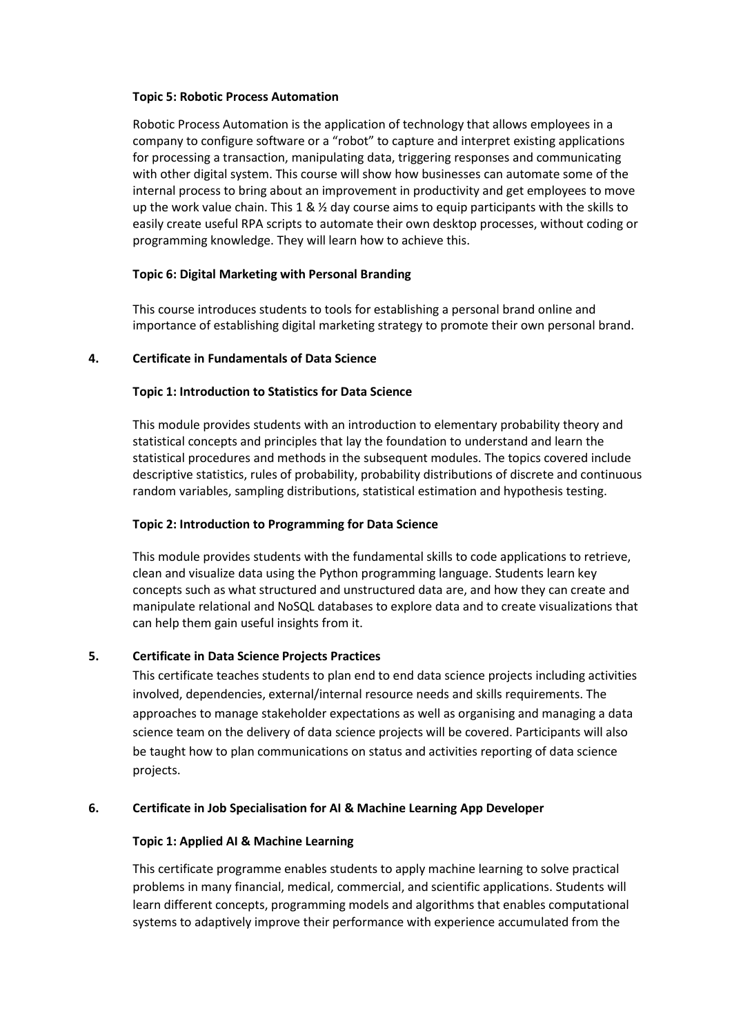**Topic 5: Robotic Process Automation**

Robotic Process Automation is the application of technology that allows employees in a company to configure software or a "robot" to capture and interpret existing applications for processing a transaction, manipulating data, triggering responses and communicating with other digital system. This course will show how businesses can automate some of the internal process to bring about an improvement in productivity and get employees to move up the work value chain. This 1 & ½ day course aims to equip participants with the skills to easily create useful RPA scripts to automate their own desktop processes, without coding or programming knowledge. They will learn how to achieve this.

**Topic 6: Digital Marketing with Personal Branding**

This course introduces students to tools for establishing a personal brand online and importance of establishing digital marketing strategy to promote their own personal brand.

## 4. Certificate in Fundamentals of Data Science

**Topic 1: Introduction to Statistics for Data Science**

This module provides students with an introduction to elementary probability theory and statistical concepts and principles that lay the foundation to understand and learn the statistical procedures and methods in the subsequent modules. The topics covered include descriptive statistics, rules of probability, probability distributions of discrete and continuous random variables, sampling distributions, statistical estimation and hypothesis testing.

**Topic 2: Introduction to Programming for Data Science**

This module provides students with the fundamental skills to code applications to retrieve, clean and visualize data using the Python programming language. Students learn key concepts such as what structured and unstructured data are, and how they can create and manipulate relational and NoSQL databases to explore data and to create visualizations that can help them gain useful insights from it.

## 5. Certificate in Data Science Projects Practices

This certificate teaches students to plan end to end data science projects including activities involved, dependencies, external/internal resource needs and skills requirements. The approaches to manage stakeholder expectations as well as organising and managing a data science team on the delivery of data science projects will be covered. Participants will also be taught how to plan communications on status and activities reporting of data science projects.

## 6. Certificate in Job Specialisation for AI & Machine Learning App Developer

**Topic 1: Applied AI & Machine Learning**

This certificate programme enables students to apply machine learning to solve practical problems in many financial, medical, commercial, and scientific applications. Students will learn different concepts, programming models and algorithms that enables computational systems to adaptively improve their performance with experience accumulated from the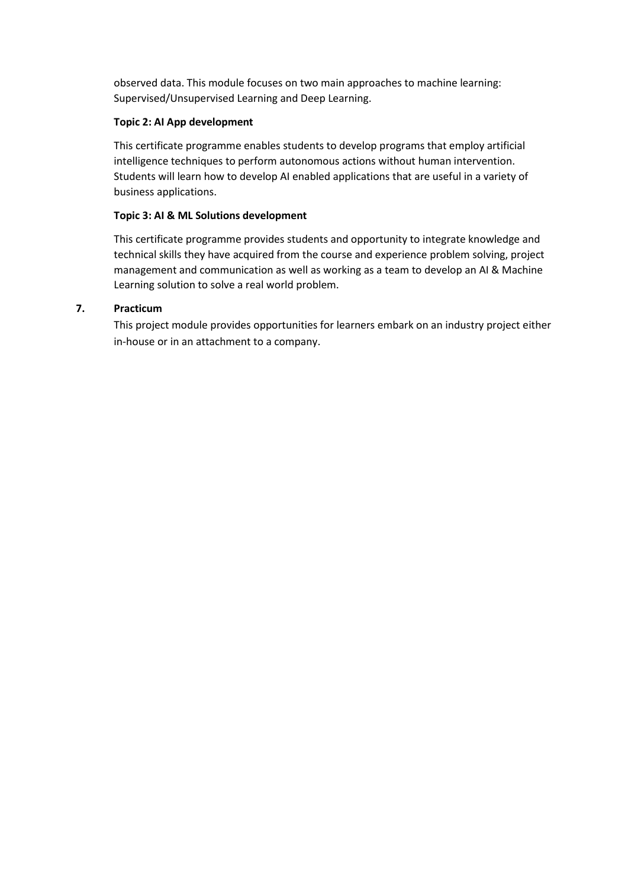observed data. This module focuses on two main approaches to machine learning: Supervised/Unsupervised Learning and Deep Learning.

**Topic 2: AI App development**

This certificate programme enables students to develop programs that employ artificial intelligence techniques to perform autonomous actions without human intervention. Students will learn how to develop AI enabled applications that are useful in a variety of business applications.

**Topic 3: AI & ML Solutions development**

This certificate programme provides students and opportunity to integrate knowledge and technical skills they have acquired from the course and experience problem solving, project management and communication as well as working as a team to develop an AI & Machine Learning solution to solve a real world problem.

## 7. Practicum

This project module provides opportunities for learners embark on an industry project either in-house or in an attachment to a company.